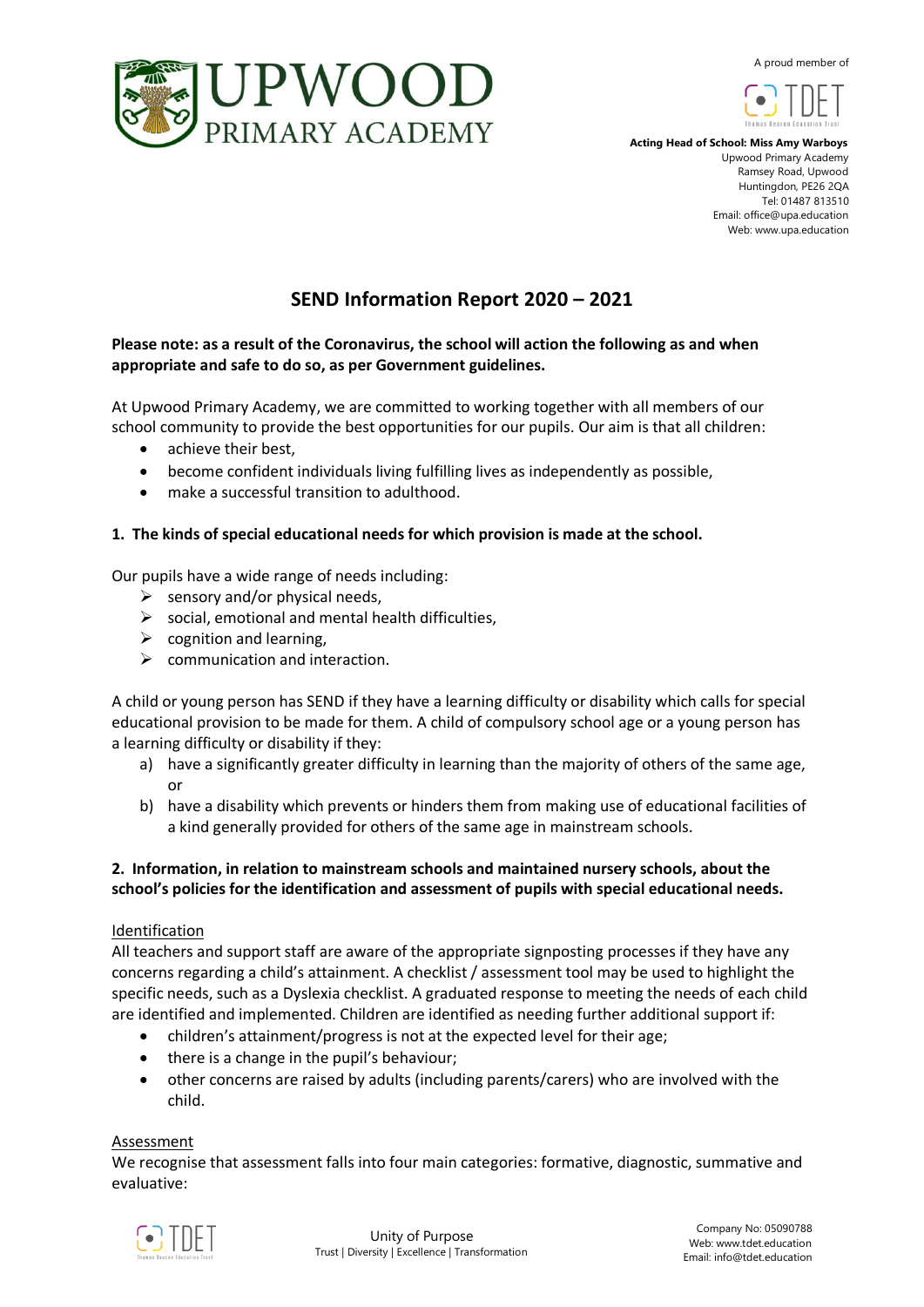# UPWOOD PRIMARY ACADEMY

A proud member of TDET

**Acting Head of School: Miss Amy Warboys**
Upwood Primary Academy
Ramsey Road, Upwood
Huntingdon, PE26 2QA
Tel: 01487 813510
Email: office@upa.education
Web: www.upa.education

## SEND Information Report 2020 – 2021

**Please note: as a result of the Coronavirus, the school will action the following as and when appropriate and safe to do so, as per Government guidelines.**

At Upwood Primary Academy, we are committed to working together with all members of our school community to provide the best opportunities for our pupils. Our aim is that all children:

- achieve their best,
- become confident individuals living fulfilling lives as independently as possible,
- make a successful transition to adulthood.

### 1. The kinds of special educational needs for which provision is made at the school.

Our pupils have a wide range of needs including:

- sensory and/or physical needs,
- social, emotional and mental health difficulties,
- cognition and learning,
- communication and interaction.

A child or young person has SEND if they have a learning difficulty or disability which calls for special educational provision to be made for them. A child of compulsory school age or a young person has a learning difficulty or disability if they:

a) have a significantly greater difficulty in learning than the majority of others of the same age, or
b) have a disability which prevents or hinders them from making use of educational facilities of a kind generally provided for others of the same age in mainstream schools.

### 2. Information, in relation to mainstream schools and maintained nursery schools, about the school's policies for the identification and assessment of pupils with special educational needs.

Identification

All teachers and support staff are aware of the appropriate signposting processes if they have any concerns regarding a child's attainment. A checklist / assessment tool may be used to highlight the specific needs, such as a Dyslexia checklist. A graduated response to meeting the needs of each child are identified and implemented. Children are identified as needing further additional support if:

- children's attainment/progress is not at the expected level for their age;
- there is a change in the pupil's behaviour;
- other concerns are raised by adults (including parents/carers) who are involved with the child.

Assessment

We recognise that assessment falls into four main categories: formative, diagnostic, summative and evaluative: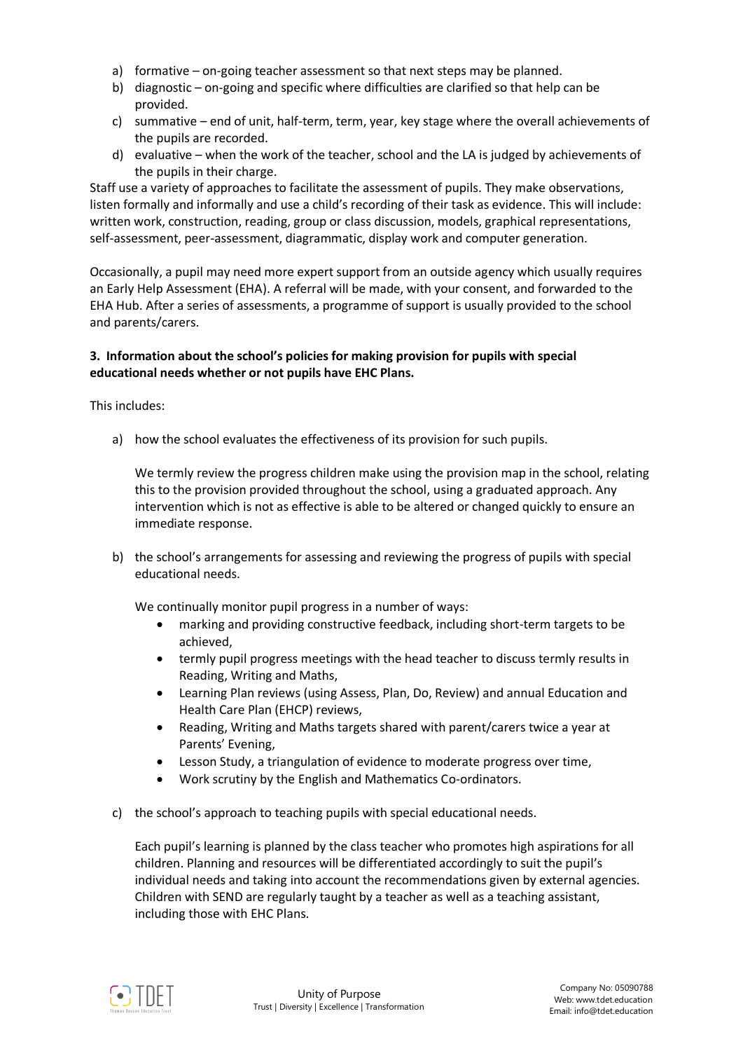a) formative – on-going teacher assessment so that next steps may be planned.
b) diagnostic – on-going and specific where difficulties are clarified so that help can be provided.
c) summative – end of unit, half-term, term, year, key stage where the overall achievements of the pupils are recorded.
d) evaluative – when the work of the teacher, school and the LA is judged by achievements of the pupils in their charge.

Staff use a variety of approaches to facilitate the assessment of pupils. They make observations, listen formally and informally and use a child's recording of their task as evidence. This will include: written work, construction, reading, group or class discussion, models, graphical representations, self-assessment, peer-assessment, diagrammatic, display work and computer generation.

Occasionally, a pupil may need more expert support from an outside agency which usually requires an Early Help Assessment (EHA). A referral will be made, with your consent, and forwarded to the EHA Hub. After a series of assessments, a programme of support is usually provided to the school and parents/carers.

**3. Information about the school's policies for making provision for pupils with special educational needs whether or not pupils have EHC Plans.**

This includes:

a) how the school evaluates the effectiveness of its provision for such pupils.

   We termly review the progress children make using the provision map in the school, relating this to the provision provided throughout the school, using a graduated approach. Any intervention which is not as effective is able to be altered or changed quickly to ensure an immediate response.

b) the school's arrangements for assessing and reviewing the progress of pupils with special educational needs.

   We continually monitor pupil progress in a number of ways:

   - marking and providing constructive feedback, including short-term targets to be achieved,
   - termly pupil progress meetings with the head teacher to discuss termly results in Reading, Writing and Maths,
   - Learning Plan reviews (using Assess, Plan, Do, Review) and annual Education and Health Care Plan (EHCP) reviews,
   - Reading, Writing and Maths targets shared with parent/carers twice a year at Parents' Evening,
   - Lesson Study, a triangulation of evidence to moderate progress over time,
   - Work scrutiny by the English and Mathematics Co-ordinators.

c) the school's approach to teaching pupils with special educational needs.

   Each pupil's learning is planned by the class teacher who promotes high aspirations for all children. Planning and resources will be differentiated accordingly to suit the pupil's individual needs and taking into account the recommendations given by external agencies. Children with SEND are regularly taught by a teacher as well as a teaching assistant, including those with EHC Plans.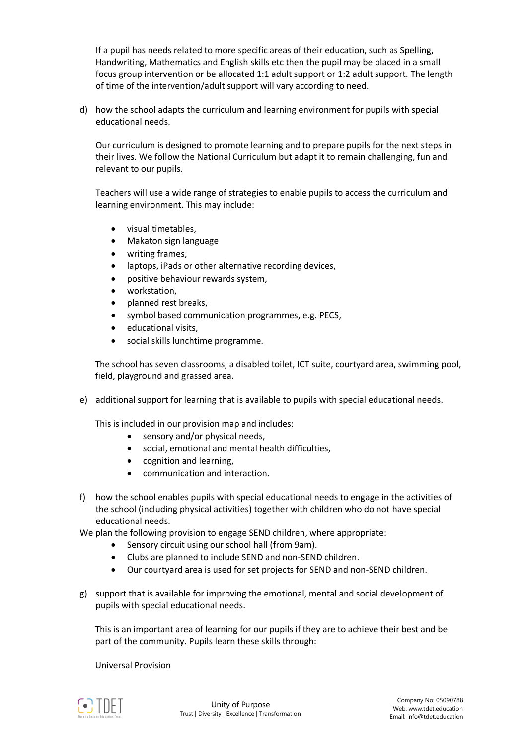If a pupil has needs related to more specific areas of their education, such as Spelling, Handwriting, Mathematics and English skills etc then the pupil may be placed in a small focus group intervention or be allocated 1:1 adult support or 1:2 adult support. The length of time of the intervention/adult support will vary according to need.

d) how the school adapts the curriculum and learning environment for pupils with special educational needs.

Our curriculum is designed to promote learning and to prepare pupils for the next steps in their lives. We follow the National Curriculum but adapt it to remain challenging, fun and relevant to our pupils.

Teachers will use a wide range of strategies to enable pupils to access the curriculum and learning environment. This may include:

- visual timetables,
- Makaton sign language
- writing frames,
- laptops, iPads or other alternative recording devices,
- positive behaviour rewards system,
- workstation,
- planned rest breaks,
- symbol based communication programmes, e.g. PECS,
- educational visits,
- social skills lunchtime programme.

The school has seven classrooms, a disabled toilet, ICT suite, courtyard area, swimming pool, field, playground and grassed area.

e) additional support for learning that is available to pupils with special educational needs.

This is included in our provision map and includes:

- sensory and/or physical needs,
- social, emotional and mental health difficulties,
- cognition and learning,
- communication and interaction.

f) how the school enables pupils with special educational needs to engage in the activities of the school (including physical activities) together with children who do not have special educational needs.

We plan the following provision to engage SEND children, where appropriate:

- Sensory circuit using our school hall (from 9am).
- Clubs are planned to include SEND and non-SEND children.
- Our courtyard area is used for set projects for SEND and non-SEND children.

g) support that is available for improving the emotional, mental and social development of pupils with special educational needs.

This is an important area of learning for our pupils if they are to achieve their best and be part of the community. Pupils learn these skills through:

Universal Provision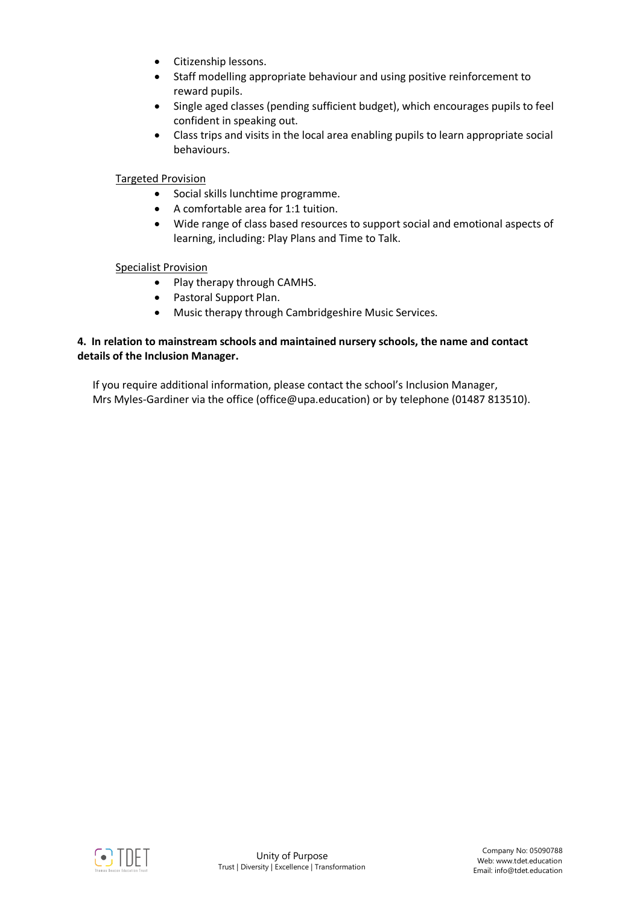- Citizenship lessons.
- Staff modelling appropriate behaviour and using positive reinforcement to reward pupils.
- Single aged classes (pending sufficient budget), which encourages pupils to feel confident in speaking out.
- Class trips and visits in the local area enabling pupils to learn appropriate social behaviours.

Targeted Provision

- Social skills lunchtime programme.
- A comfortable area for 1:1 tuition.
- Wide range of class based resources to support social and emotional aspects of learning, including: Play Plans and Time to Talk.

Specialist Provision

- Play therapy through CAMHS.
- Pastoral Support Plan.
- Music therapy through Cambridgeshire Music Services.

**4. In relation to mainstream schools and maintained nursery schools, the name and contact details of the Inclusion Manager.**

If you require additional information, please contact the school's Inclusion Manager, Mrs Myles-Gardiner via the office (office@upa.education) or by telephone (01487 813510).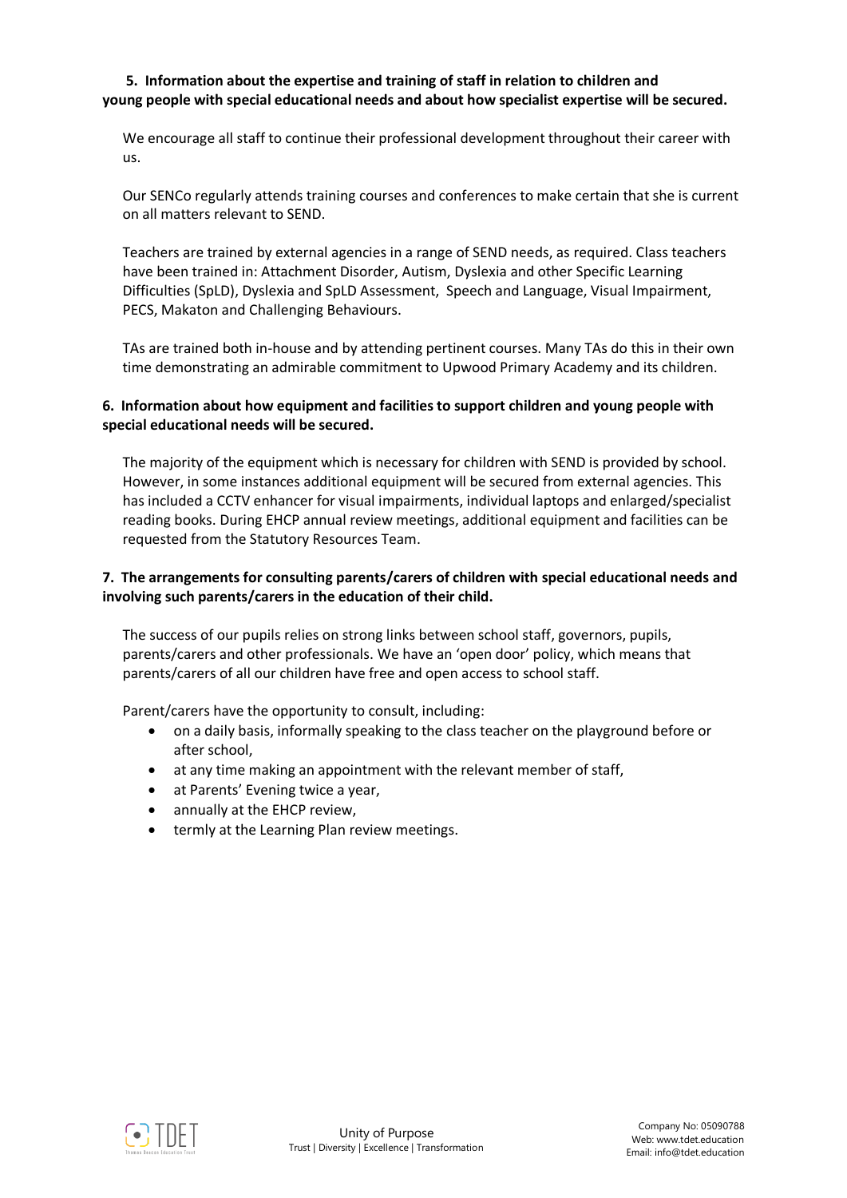**5. Information about the expertise and training of staff in relation to children and young people with special educational needs and about how specialist expertise will be secured.**

We encourage all staff to continue their professional development throughout their career with us.

Our SENCo regularly attends training courses and conferences to make certain that she is current on all matters relevant to SEND.

Teachers are trained by external agencies in a range of SEND needs, as required. Class teachers have been trained in: Attachment Disorder, Autism, Dyslexia and other Specific Learning Difficulties (SpLD), Dyslexia and SpLD Assessment, Speech and Language, Visual Impairment, PECS, Makaton and Challenging Behaviours.

TAs are trained both in-house and by attending pertinent courses. Many TAs do this in their own time demonstrating an admirable commitment to Upwood Primary Academy and its children.

**6. Information about how equipment and facilities to support children and young people with special educational needs will be secured.**

The majority of the equipment which is necessary for children with SEND is provided by school. However, in some instances additional equipment will be secured from external agencies. This has included a CCTV enhancer for visual impairments, individual laptops and enlarged/specialist reading books. During EHCP annual review meetings, additional equipment and facilities can be requested from the Statutory Resources Team.

**7. The arrangements for consulting parents/carers of children with special educational needs and involving such parents/carers in the education of their child.**

The success of our pupils relies on strong links between school staff, governors, pupils, parents/carers and other professionals. We have an 'open door' policy, which means that parents/carers of all our children have free and open access to school staff.

Parent/carers have the opportunity to consult, including:

- on a daily basis, informally speaking to the class teacher on the playground before or after school,
- at any time making an appointment with the relevant member of staff,
- at Parents' Evening twice a year,
- annually at the EHCP review,
- termly at the Learning Plan review meetings.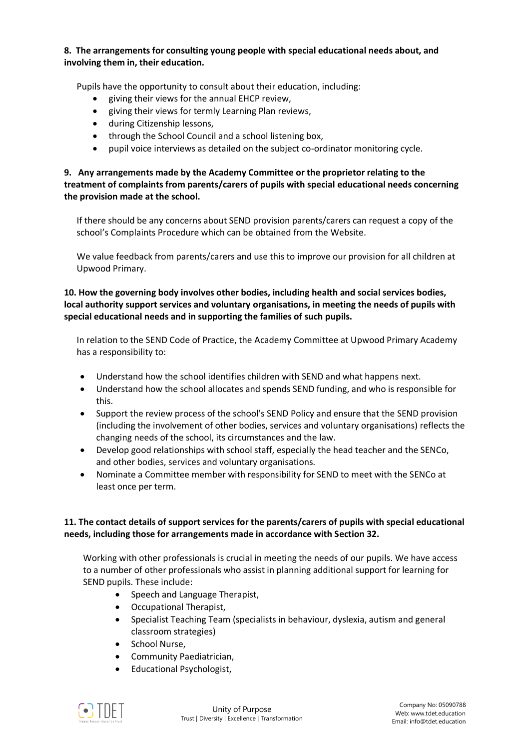**8. The arrangements for consulting young people with special educational needs about, and involving them in, their education.**

Pupils have the opportunity to consult about their education, including:

- giving their views for the annual EHCP review,
- giving their views for termly Learning Plan reviews,
- during Citizenship lessons,
- through the School Council and a school listening box,
- pupil voice interviews as detailed on the subject co-ordinator monitoring cycle.

**9. Any arrangements made by the Academy Committee or the proprietor relating to the treatment of complaints from parents/carers of pupils with special educational needs concerning the provision made at the school.**

If there should be any concerns about SEND provision parents/carers can request a copy of the school's Complaints Procedure which can be obtained from the Website.

We value feedback from parents/carers and use this to improve our provision for all children at Upwood Primary.

**10. How the governing body involves other bodies, including health and social services bodies, local authority support services and voluntary organisations, in meeting the needs of pupils with special educational needs and in supporting the families of such pupils.**

In relation to the SEND Code of Practice, the Academy Committee at Upwood Primary Academy has a responsibility to:

- Understand how the school identifies children with SEND and what happens next.
- Understand how the school allocates and spends SEND funding, and who is responsible for this.
- Support the review process of the school's SEND Policy and ensure that the SEND provision (including the involvement of other bodies, services and voluntary organisations) reflects the changing needs of the school, its circumstances and the law.
- Develop good relationships with school staff, especially the head teacher and the SENCo, and other bodies, services and voluntary organisations.
- Nominate a Committee member with responsibility for SEND to meet with the SENCo at least once per term.

**11. The contact details of support services for the parents/carers of pupils with special educational needs, including those for arrangements made in accordance with Section 32.**

Working with other professionals is crucial in meeting the needs of our pupils. We have access to a number of other professionals who assist in planning additional support for learning for SEND pupils. These include:

- Speech and Language Therapist,
- Occupational Therapist,
- Specialist Teaching Team (specialists in behaviour, dyslexia, autism and general classroom strategies)
- School Nurse,
- Community Paediatrician,
- Educational Psychologist,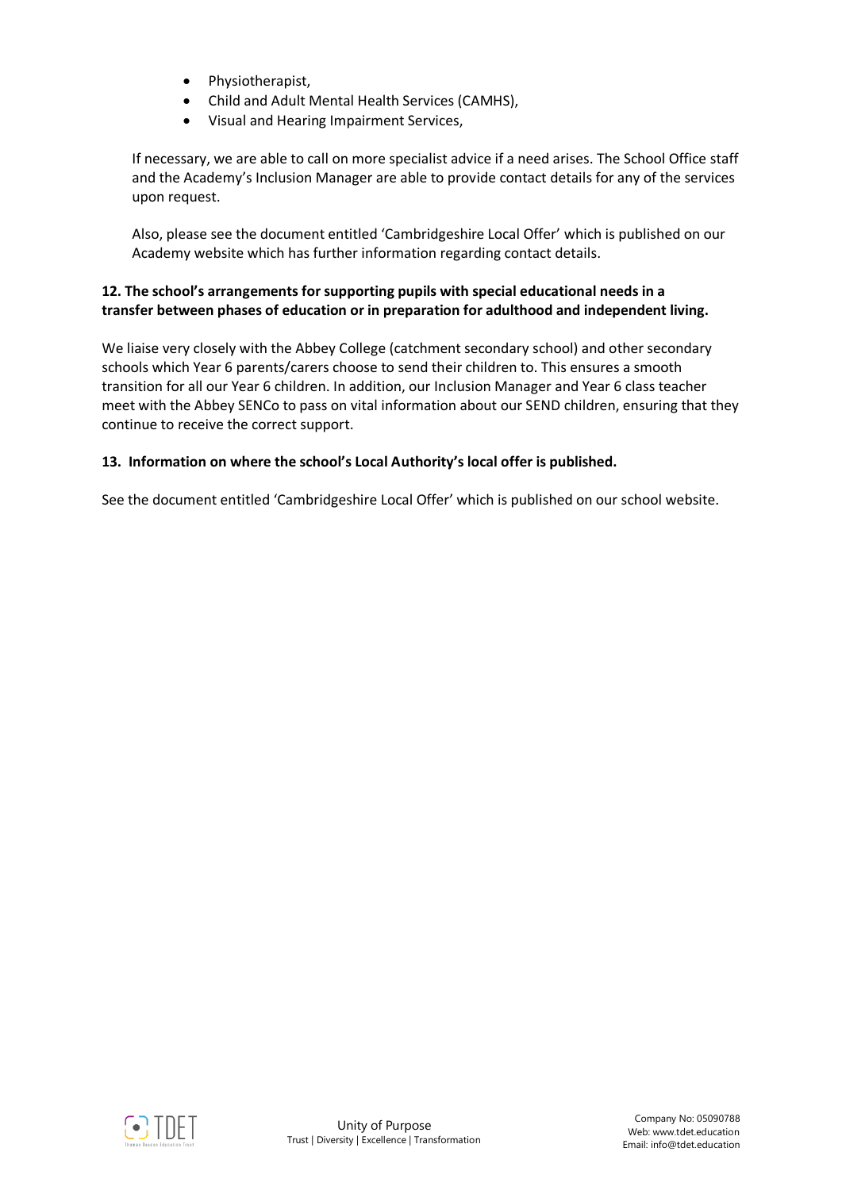- Physiotherapist,
- Child and Adult Mental Health Services (CAMHS),
- Visual and Hearing Impairment Services,

If necessary, we are able to call on more specialist advice if a need arises. The School Office staff and the Academy's Inclusion Manager are able to provide contact details for any of the services upon request.

Also, please see the document entitled 'Cambridgeshire Local Offer' which is published on our Academy website which has further information regarding contact details.

**12. The school's arrangements for supporting pupils with special educational needs in a transfer between phases of education or in preparation for adulthood and independent living.**

We liaise very closely with the Abbey College (catchment secondary school) and other secondary schools which Year 6 parents/carers choose to send their children to. This ensures a smooth transition for all our Year 6 children. In addition, our Inclusion Manager and Year 6 class teacher meet with the Abbey SENCo to pass on vital information about our SEND children, ensuring that they continue to receive the correct support.

**13. Information on where the school's Local Authority's local offer is published.**

See the document entitled 'Cambridgeshire Local Offer' which is published on our school website.